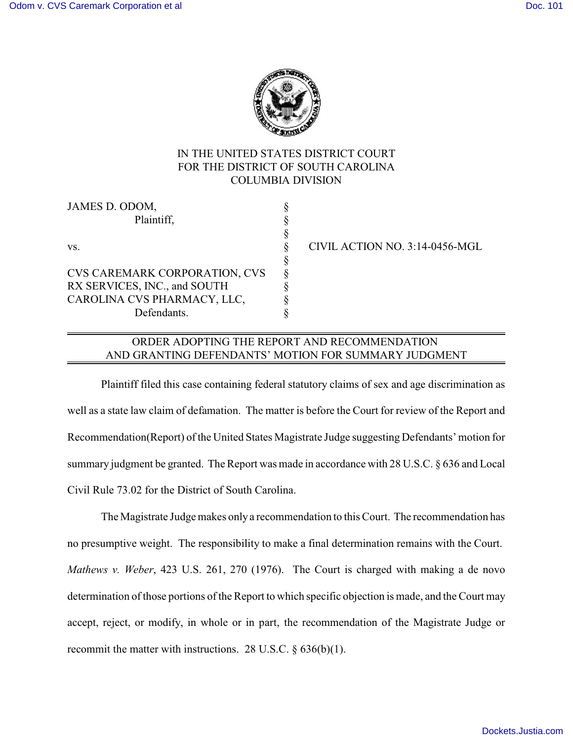IN THE UNITED STATES DISTRICT COURT
FOR THE DISTRICT OF SOUTH CAROLINA
COLUMBIA DIVISION

| | | |
|---|---|---|
| JAMES D. ODOM, Plaintiff, | § | |
| vs. | § | CIVIL ACTION NO. 3:14-0456-MGL |
| CVS CAREMARK CORPORATION, CVS RX SERVICES, INC., and SOUTH CAROLINA CVS PHARMACY, LLC, Defendants. | § | |

## ORDER ADOPTING THE REPORT AND RECOMMENDATION AND GRANTING DEFENDANTS' MOTION FOR SUMMARY JUDGMENT

Plaintiff filed this case containing federal statutory claims of sex and age discrimination as well as a state law claim of defamation. The matter is before the Court for review of the Report and Recommendation(Report) of the United States Magistrate Judge suggesting Defendants' motion for summary judgment be granted. The Report was made in accordance with 28 U.S.C. § 636 and Local Civil Rule 73.02 for the District of South Carolina.

The Magistrate Judge makes only a recommendation to this Court. The recommendation has no presumptive weight. The responsibility to make a final determination remains with the Court. *Mathews v. Weber*, 423 U.S. 261, 270 (1976). The Court is charged with making a de novo determination of those portions of the Report to which specific objection is made, and the Court may accept, reject, or modify, in whole or in part, the recommendation of the Magistrate Judge or recommit the matter with instructions. 28 U.S.C. § 636(b)(1).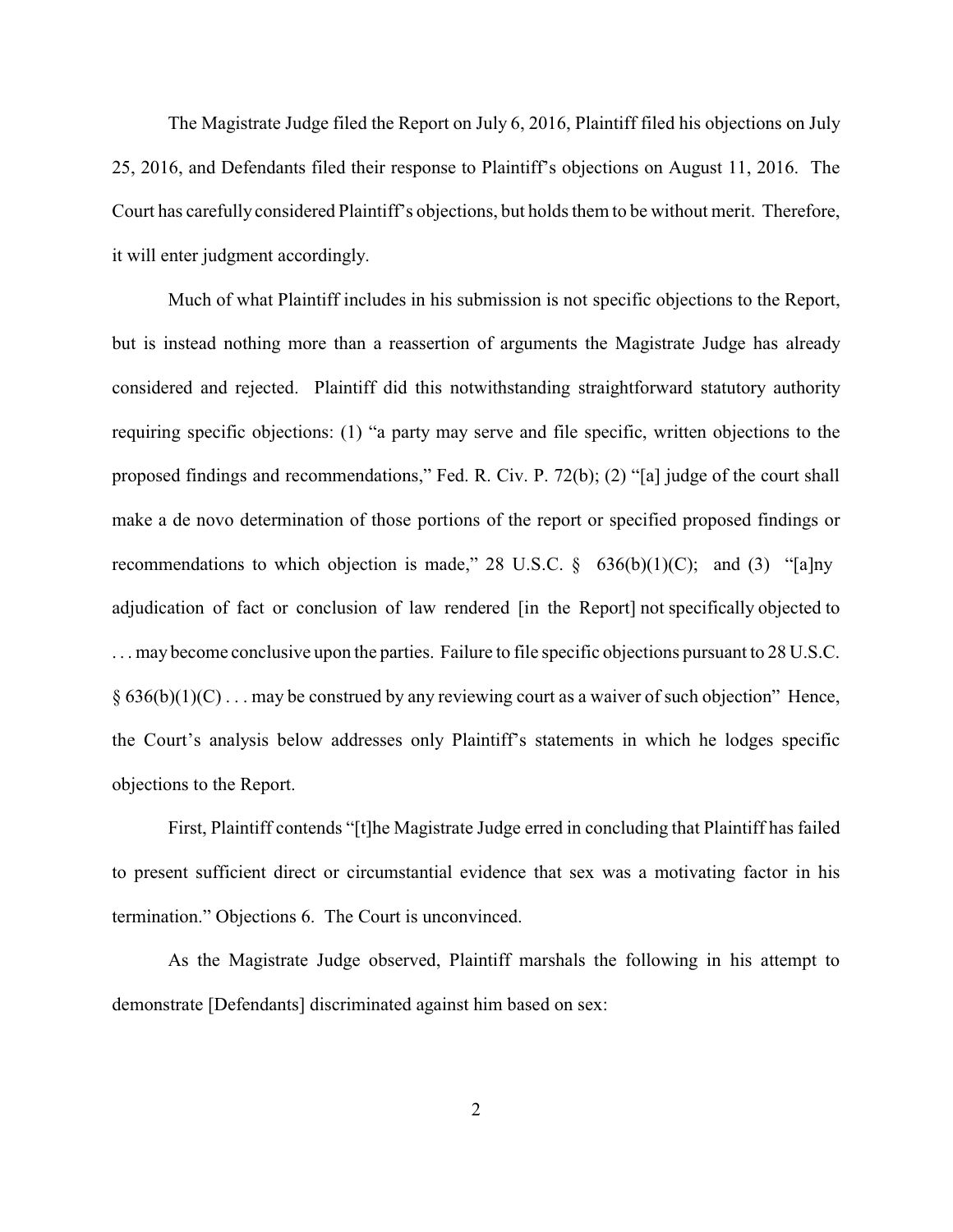The Magistrate Judge filed the Report on July 6, 2016, Plaintiff filed his objections on July 25, 2016, and Defendants filed their response to Plaintiff's objections on August 11, 2016. The Court has carefully considered Plaintiff's objections, but holds them to be without merit. Therefore, it will enter judgment accordingly.

Much of what Plaintiff includes in his submission is not specific objections to the Report, but is instead nothing more than a reassertion of arguments the Magistrate Judge has already considered and rejected. Plaintiff did this notwithstanding straightforward statutory authority requiring specific objections: (1) "a party may serve and file specific, written objections to the proposed findings and recommendations," Fed. R. Civ. P. 72(b); (2) "[a] judge of the court shall make a de novo determination of those portions of the report or specified proposed findings or recommendations to which objection is made," 28 U.S.C. § 636(b)(1)(C); and (3) "[a]ny adjudication of fact or conclusion of law rendered [in the Report] not specifically objected to . . . may become conclusive upon the parties. Failure to file specific objections pursuant to 28 U.S.C. § 636(b)(1)(C) . . . may be construed by any reviewing court as a waiver of such objection" Hence, the Court's analysis below addresses only Plaintiff's statements in which he lodges specific objections to the Report.

First, Plaintiff contends "[t]he Magistrate Judge erred in concluding that Plaintiff has failed to present sufficient direct or circumstantial evidence that sex was a motivating factor in his termination." Objections 6. The Court is unconvinced.

As the Magistrate Judge observed, Plaintiff marshals the following in his attempt to demonstrate [Defendants] discriminated against him based on sex: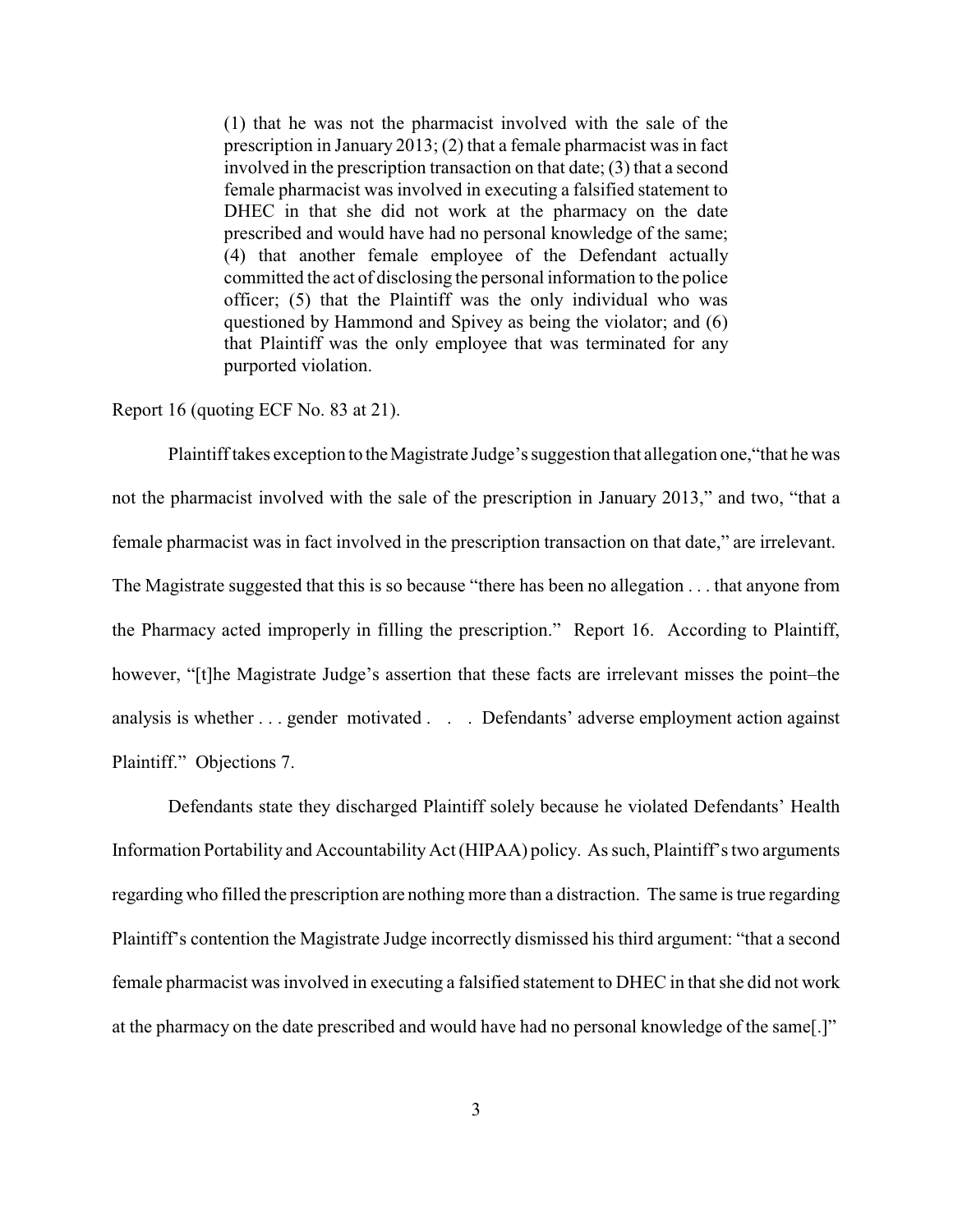> (1) that he was not the pharmacist involved with the sale of the prescription in January 2013; (2) that a female pharmacist was in fact involved in the prescription transaction on that date; (3) that a second female pharmacist was involved in executing a falsified statement to DHEC in that she did not work at the pharmacy on the date prescribed and would have had no personal knowledge of the same; (4) that another female employee of the Defendant actually committed the act of disclosing the personal information to the police officer; (5) that the Plaintiff was the only individual who was questioned by Hammond and Spivey as being the violator; and (6) that Plaintiff was the only employee that was terminated for any purported violation.

Report 16 (quoting ECF No. 83 at 21).

Plaintiff takes exception to the Magistrate Judge's suggestion that allegation one, "that he was not the pharmacist involved with the sale of the prescription in January 2013," and two, "that a female pharmacist was in fact involved in the prescription transaction on that date," are irrelevant. The Magistrate suggested that this is so because "there has been no allegation . . . that anyone from the Pharmacy acted improperly in filling the prescription." Report 16. According to Plaintiff, however, "[t]he Magistrate Judge's assertion that these facts are irrelevant misses the point–the analysis is whether . . . gender motivated . . . Defendants' adverse employment action against Plaintiff." Objections 7.

Defendants state they discharged Plaintiff solely because he violated Defendants' Health Information Portability and Accountability Act (HIPAA) policy. As such, Plaintiff's two arguments regarding who filled the prescription are nothing more than a distraction. The same is true regarding Plaintiff's contention the Magistrate Judge incorrectly dismissed his third argument: "that a second female pharmacist was involved in executing a falsified statement to DHEC in that she did not work at the pharmacy on the date prescribed and would have had no personal knowledge of the same[.]"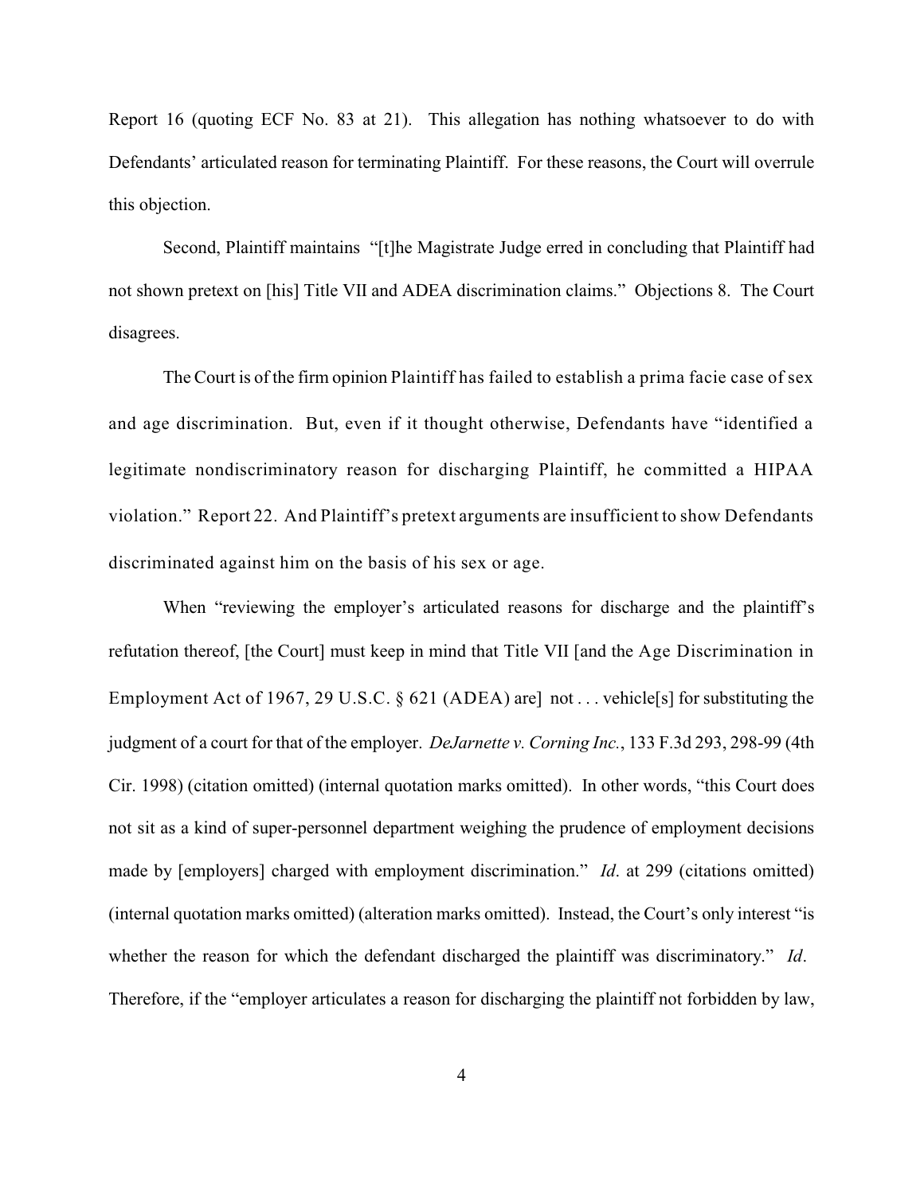Report 16 (quoting ECF No. 83 at 21). This allegation has nothing whatsoever to do with Defendants' articulated reason for terminating Plaintiff. For these reasons, the Court will overrule this objection.

Second, Plaintiff maintains "[t]he Magistrate Judge erred in concluding that Plaintiff had not shown pretext on [his] Title VII and ADEA discrimination claims." Objections 8. The Court disagrees.

The Court is of the firm opinion Plaintiff has failed to establish a prima facie case of sex and age discrimination. But, even if it thought otherwise, Defendants have "identified a legitimate nondiscriminatory reason for discharging Plaintiff, he committed a HIPAA violation." Report 22. And Plaintiff's pretext arguments are insufficient to show Defendants discriminated against him on the basis of his sex or age.

When "reviewing the employer's articulated reasons for discharge and the plaintiff's refutation thereof, [the Court] must keep in mind that Title VII [and the Age Discrimination in Employment Act of 1967, 29 U.S.C. § 621 (ADEA) are] not . . . vehicle[s] for substituting the judgment of a court for that of the employer. *DeJarnette v. Corning Inc.*, 133 F.3d 293, 298-99 (4th Cir. 1998) (citation omitted) (internal quotation marks omitted). In other words, "this Court does not sit as a kind of super-personnel department weighing the prudence of employment decisions made by [employers] charged with employment discrimination." *Id*. at 299 (citations omitted) (internal quotation marks omitted) (alteration marks omitted). Instead, the Court's only interest "is whether the reason for which the defendant discharged the plaintiff was discriminatory." *Id*. Therefore, if the "employer articulates a reason for discharging the plaintiff not forbidden by law,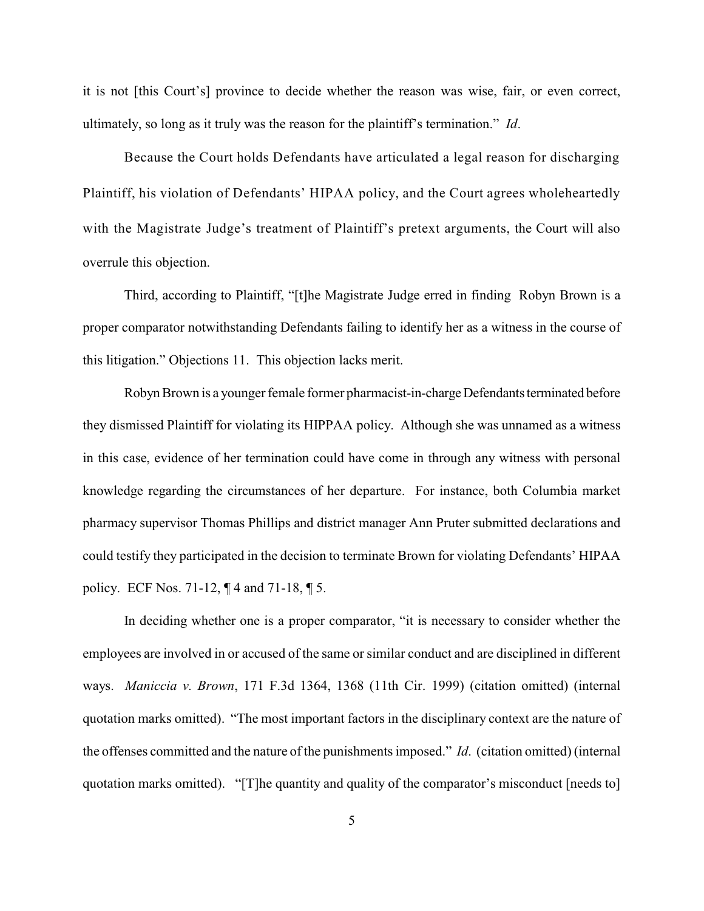it is not [this Court's] province to decide whether the reason was wise, fair, or even correct, ultimately, so long as it truly was the reason for the plaintiff's termination." *Id*.

Because the Court holds Defendants have articulated a legal reason for discharging Plaintiff, his violation of Defendants' HIPAA policy, and the Court agrees wholeheartedly with the Magistrate Judge's treatment of Plaintiff's pretext arguments, the Court will also overrule this objection.

Third, according to Plaintiff, "[t]he Magistrate Judge erred in finding Robyn Brown is a proper comparator notwithstanding Defendants failing to identify her as a witness in the course of this litigation." Objections 11. This objection lacks merit.

Robyn Brown is a younger female former pharmacist-in-charge Defendants terminated before they dismissed Plaintiff for violating its HIPPAA policy. Although she was unnamed as a witness in this case, evidence of her termination could have come in through any witness with personal knowledge regarding the circumstances of her departure. For instance, both Columbia market pharmacy supervisor Thomas Phillips and district manager Ann Pruter submitted declarations and could testify they participated in the decision to terminate Brown for violating Defendants' HIPAA policy. ECF Nos. 71-12, ¶ 4 and 71-18, ¶ 5.

In deciding whether one is a proper comparator, "it is necessary to consider whether the employees are involved in or accused of the same or similar conduct and are disciplined in different ways. *Maniccia v. Brown*, 171 F.3d 1364, 1368 (11th Cir. 1999) (citation omitted) (internal quotation marks omitted). "The most important factors in the disciplinary context are the nature of the offenses committed and the nature of the punishments imposed." *Id*. (citation omitted) (internal quotation marks omitted). "[T]he quantity and quality of the comparator's misconduct [needs to]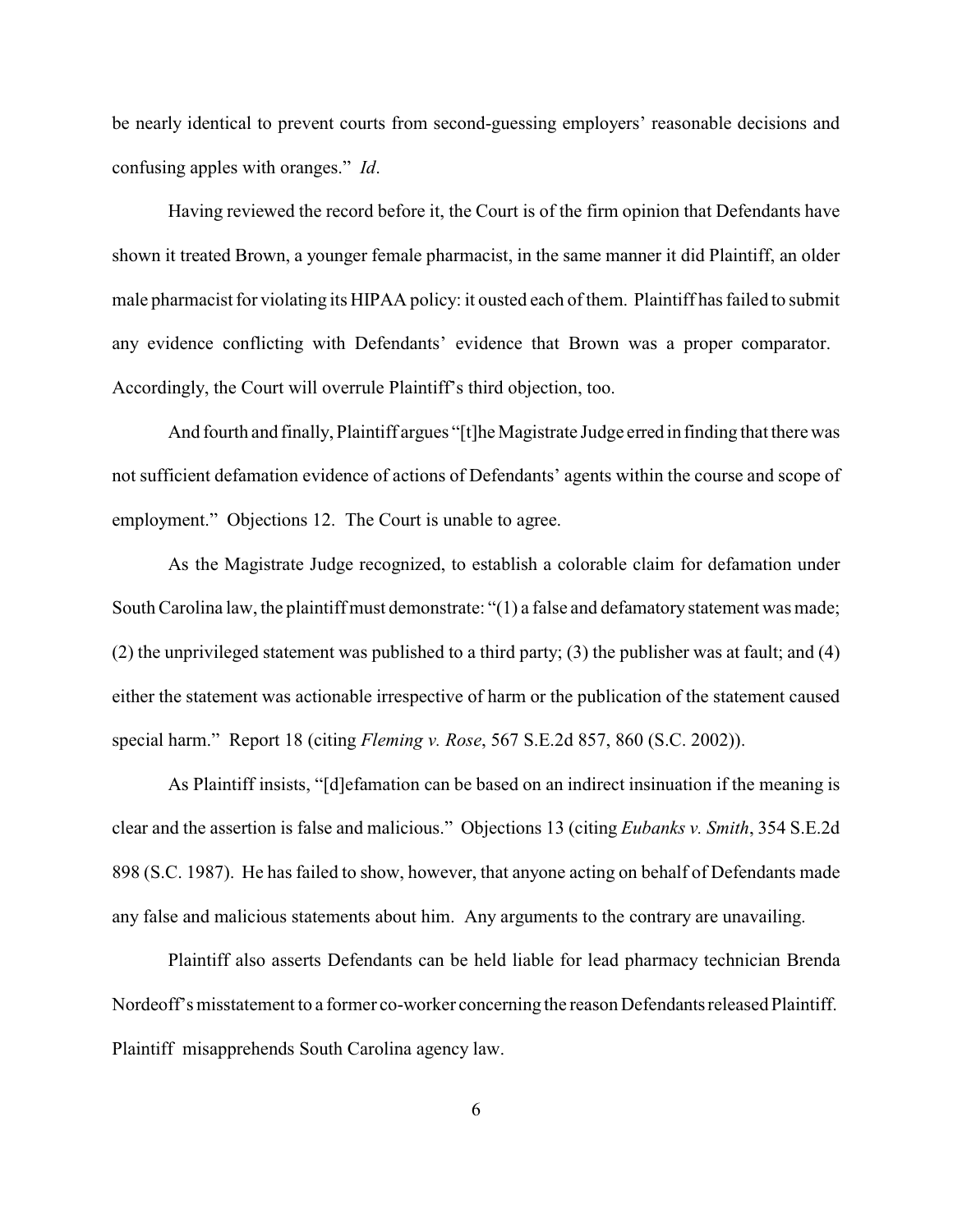be nearly identical to prevent courts from second-guessing employers' reasonable decisions and confusing apples with oranges." *Id*.

Having reviewed the record before it, the Court is of the firm opinion that Defendants have shown it treated Brown, a younger female pharmacist, in the same manner it did Plaintiff, an older male pharmacist for violating its HIPAA policy: it ousted each of them. Plaintiff has failed to submit any evidence conflicting with Defendants' evidence that Brown was a proper comparator. Accordingly, the Court will overrule Plaintiff's third objection, too.

And fourth and finally, Plaintiff argues "[t]he Magistrate Judge erred in finding that there was not sufficient defamation evidence of actions of Defendants' agents within the course and scope of employment." Objections 12. The Court is unable to agree.

As the Magistrate Judge recognized, to establish a colorable claim for defamation under South Carolina law, the plaintiff must demonstrate: "(1) a false and defamatory statement was made; (2) the unprivileged statement was published to a third party; (3) the publisher was at fault; and (4) either the statement was actionable irrespective of harm or the publication of the statement caused special harm." Report 18 (citing *Fleming v. Rose*, 567 S.E.2d 857, 860 (S.C. 2002)).

As Plaintiff insists, "[d]efamation can be based on an indirect insinuation if the meaning is clear and the assertion is false and malicious." Objections 13 (citing *Eubanks v. Smith*, 354 S.E.2d 898 (S.C. 1987). He has failed to show, however, that anyone acting on behalf of Defendants made any false and malicious statements about him. Any arguments to the contrary are unavailing.

Plaintiff also asserts Defendants can be held liable for lead pharmacy technician Brenda Nordeoff's misstatement to a former co-worker concerning the reason Defendants released Plaintiff. Plaintiff misapprehends South Carolina agency law.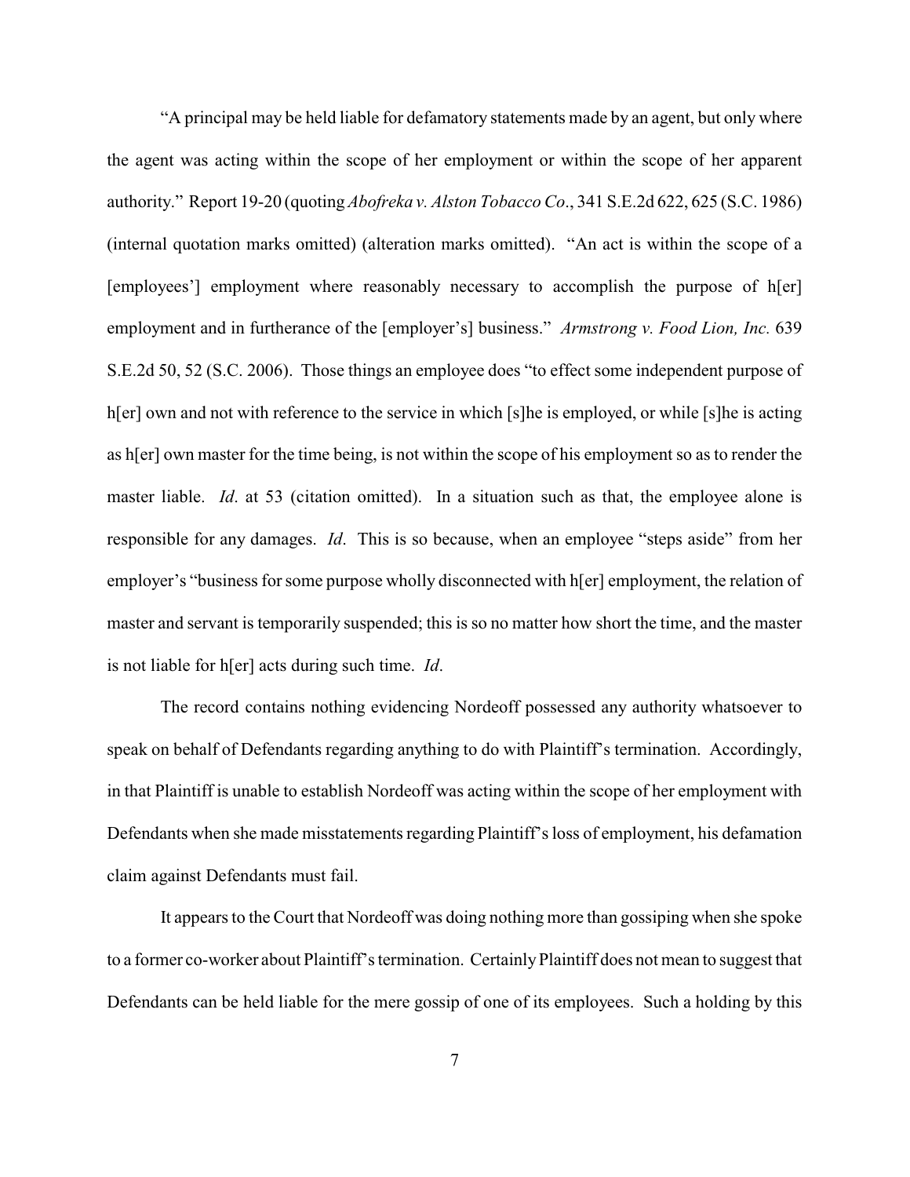"A principal may be held liable for defamatory statements made by an agent, but only where the agent was acting within the scope of her employment or within the scope of her apparent authority." Report 19-20 (quoting *Abofreka v. Alston Tobacco Co*., 341 S.E.2d 622, 625 (S.C. 1986) (internal quotation marks omitted) (alteration marks omitted). "An act is within the scope of a [employees'] employment where reasonably necessary to accomplish the purpose of h[er] employment and in furtherance of the [employer's] business." *Armstrong v. Food Lion, Inc.* 639 S.E.2d 50, 52 (S.C. 2006). Those things an employee does "to effect some independent purpose of h[er] own and not with reference to the service in which [s]he is employed, or while [s]he is acting as h[er] own master for the time being, is not within the scope of his employment so as to render the master liable. *Id*. at 53 (citation omitted). In a situation such as that, the employee alone is responsible for any damages. *Id*. This is so because, when an employee "steps aside" from her employer's "business for some purpose wholly disconnected with h[er] employment, the relation of master and servant is temporarily suspended; this is so no matter how short the time, and the master is not liable for h[er] acts during such time. *Id*.

The record contains nothing evidencing Nordeoff possessed any authority whatsoever to speak on behalf of Defendants regarding anything to do with Plaintiff's termination. Accordingly, in that Plaintiff is unable to establish Nordeoff was acting within the scope of her employment with Defendants when she made misstatements regarding Plaintiff's loss of employment, his defamation claim against Defendants must fail.

It appears to the Court that Nordeoff was doing nothing more than gossiping when she spoke to a former co-worker about Plaintiff's termination. Certainly Plaintiff does not mean to suggest that Defendants can be held liable for the mere gossip of one of its employees. Such a holding by this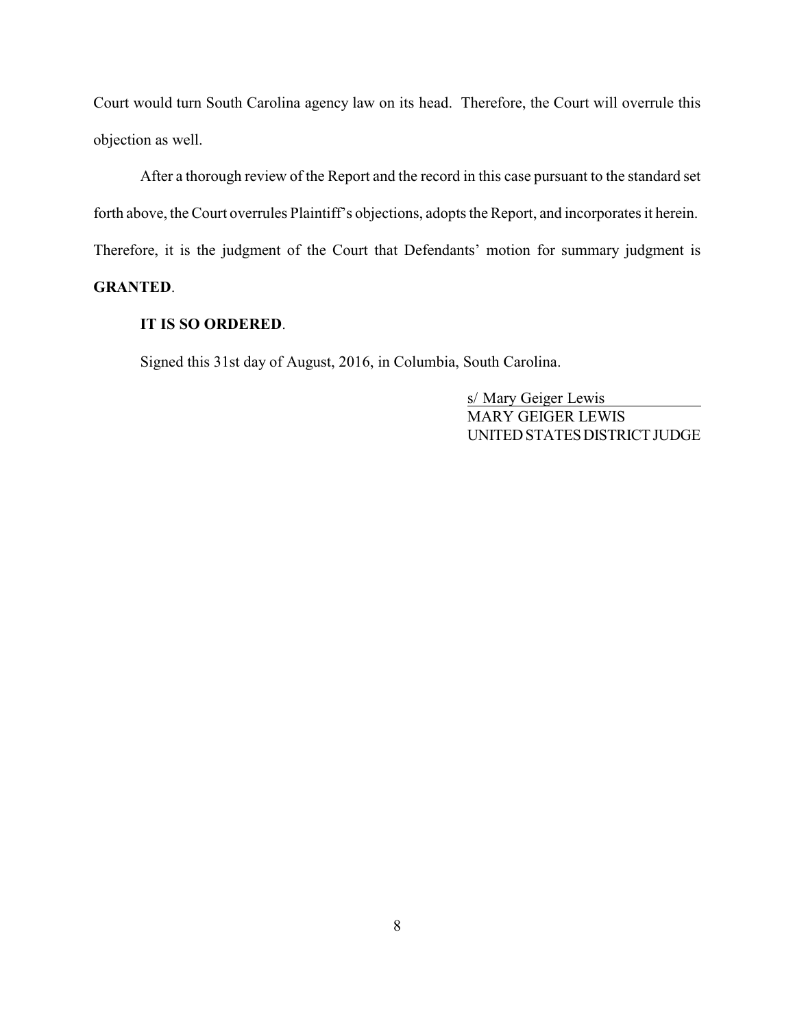Court would turn South Carolina agency law on its head. Therefore, the Court will overrule this objection as well.

After a thorough review of the Report and the record in this case pursuant to the standard set forth above, the Court overrules Plaintiff's objections, adopts the Report, and incorporates it herein. Therefore, it is the judgment of the Court that Defendants' motion for summary judgment is **GRANTED**.

**IT IS SO ORDERED**.

Signed this 31st day of August, 2016, in Columbia, South Carolina.

s/ Mary Geiger Lewis
MARY GEIGER LEWIS
UNITED STATES DISTRICT JUDGE